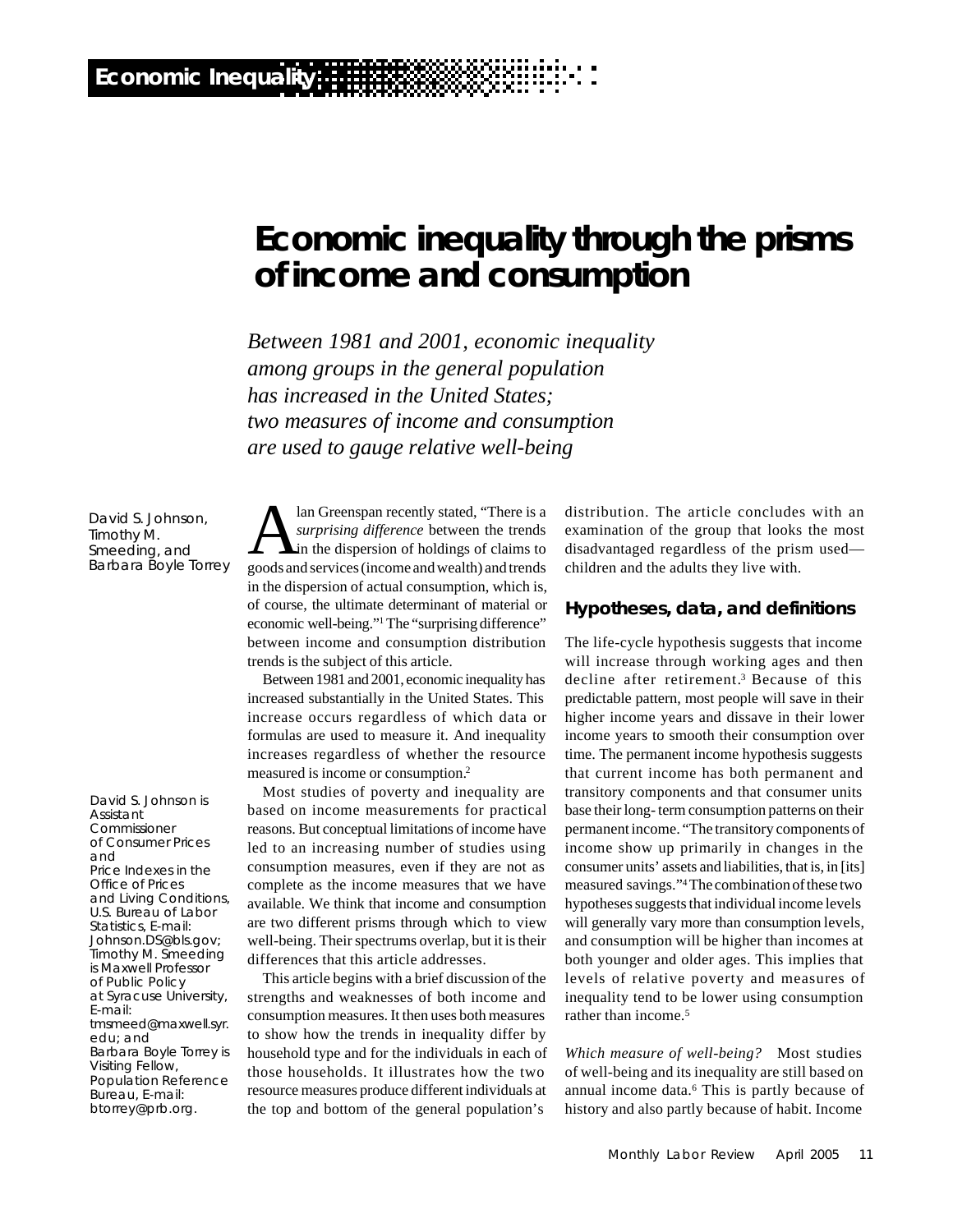Economic Inequality

# Economic inequality through the prisms of income and consumption

*Between 1981 and 2001, economic inequality among groups in the general population has increased in the United States; two measures of income and consumption are used to gauge relative well-being*

David S. Johnson, Timothy M. Smeeding, and Barbara Boyle Torrey

David S. Johnson is Assistant Commissioner of Consumer Prices and Price Indexes in the Office of Prices and Living Conditions, U.S. Bureau of Labor Statistics, E-mail: Johnson.DS@bls.gov; Timothy M. Smeeding is Maxwell Professor of Public Policy at Syracuse University, E-mail: tmsmeed@maxwell.syr.edu; and Barbara Boyle Torrey is Visiting Fellow, Population Reference Bureau, E-mail: btorrey@prb.org.

Alan Greenspan recently stated, "There is a *surprising difference* between the trends in the dispersion of holdings of claims to goods and services (income and wealth) and trends in the dispersion of actual consumption, which is, of course, the ultimate determinant of material or economic well-being."[1] The "surprising difference" between income and consumption distribution trends is the subject of this article.

Between 1981 and 2001, economic inequality has increased substantially in the United States. This increase occurs regardless of which data or formulas are used to measure it. And inequality increases regardless of whether the resource measured is income or consumption.[2]

Most studies of poverty and inequality are based on income measurements for practical reasons. But conceptual limitations of income have led to an increasing number of studies using consumption measures, even if they are not as complete as the income measures that we have available. We think that income and consumption are two different prisms through which to view well-being. Their spectrums overlap, but it is their differences that this article addresses.

This article begins with a brief discussion of the strengths and weaknesses of both income and consumption measures. It then uses both measures to show how the trends in inequality differ by household type and for the individuals in each of those households. It illustrates how the two resource measures produce different individuals at the top and bottom of the general population's distribution. The article concludes with an examination of the group that looks the most disadvantaged regardless of the prism used—children and the adults they live with.

## Hypotheses, data, and definitions

The life-cycle hypothesis suggests that income will increase through working ages and then decline after retirement.[3] Because of this predictable pattern, most people will save in their higher income years and dissave in their lower income years to smooth their consumption over time. The permanent income hypothesis suggests that current income has both permanent and transitory components and that consumer units base their long-term consumption patterns on their permanent income. "The transitory components of income show up primarily in changes in the consumer units' assets and liabilities, that is, in [its] measured savings."[4] The combination of these two hypotheses suggests that individual income levels will generally vary more than consumption levels, and consumption will be higher than incomes at both younger and older ages. This implies that levels of relative poverty and measures of inequality tend to be lower using consumption rather than income.[5]

*Which measure of well-being?* Most studies of well-being and its inequality are still based on annual income data.[6] This is partly because of history and also partly because of habit. Income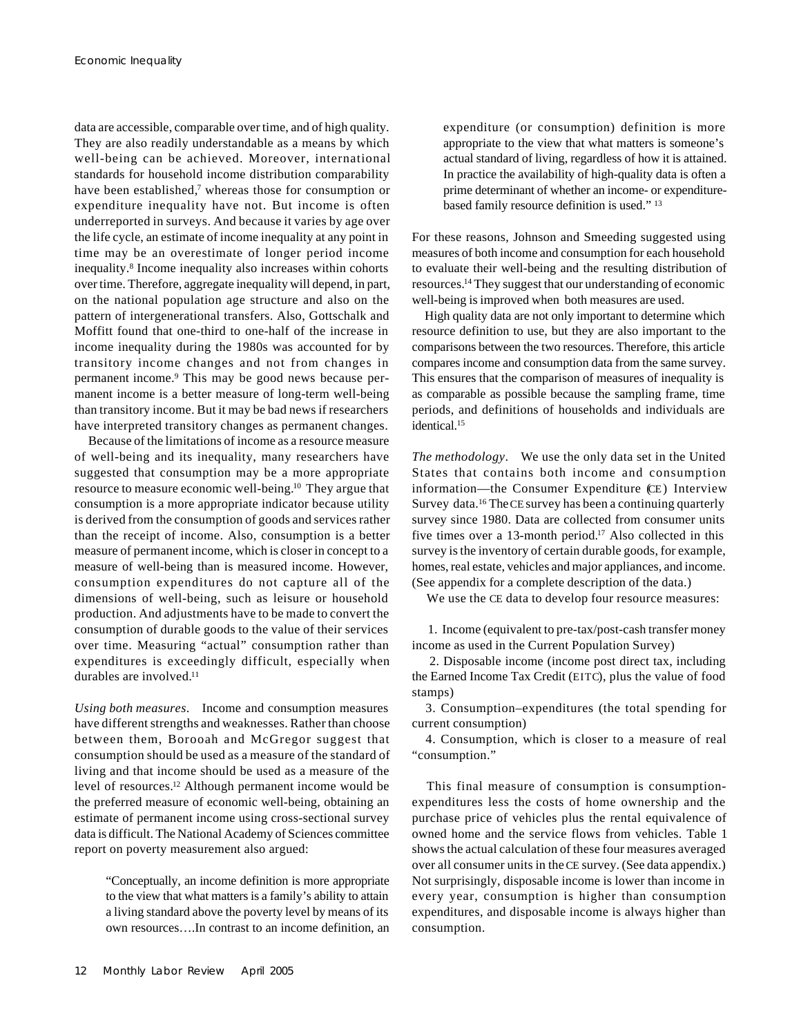data are accessible, comparable over time, and of high quality. They are also readily understandable as a means by which well-being can be achieved. Moreover, international standards for household income distribution comparability have been established,[7] whereas those for consumption or expenditure inequality have not. But income is often underreported in surveys. And because it varies by age over the life cycle, an estimate of income inequality at any point in time may be an overestimate of longer period income inequality.[8] Income inequality also increases within cohorts over time. Therefore, aggregate inequality will depend, in part, on the national population age structure and also on the pattern of intergenerational transfers. Also, Gottschalk and Moffitt found that one-third to one-half of the increase in income inequality during the 1980s was accounted for by transitory income changes and not from changes in permanent income.[9] This may be good news because permanent income is a better measure of long-term well-being than transitory income. But it may be bad news if researchers have interpreted transitory changes as permanent changes.

Because of the limitations of income as a resource measure of well-being and its inequality, many researchers have suggested that consumption may be a more appropriate resource to measure economic well-being.[10] They argue that consumption is a more appropriate indicator because utility is derived from the consumption of goods and services rather than the receipt of income. Also, consumption is a better measure of permanent income, which is closer in concept to a measure of well-being than is measured income. However, consumption expenditures do not capture all of the dimensions of well-being, such as leisure or household production. And adjustments have to be made to convert the consumption of durable goods to the value of their services over time. Measuring "actual" consumption rather than expenditures is exceedingly difficult, especially when durables are involved.[11]

*Using both measures*. Income and consumption measures have different strengths and weaknesses. Rather than choose between them, Borooah and McGregor suggest that consumption should be used as a measure of the standard of living and that income should be used as a measure of the level of resources.[12] Although permanent income would be the preferred measure of economic well-being, obtaining an estimate of permanent income using cross-sectional survey data is difficult. The National Academy of Sciences committee report on poverty measurement also argued:

> "Conceptually, an income definition is more appropriate to the view that what matters is a family's ability to attain a living standard above the poverty level by means of its own resources….In contrast to an income definition, an expenditure (or consumption) definition is more appropriate to the view that what matters is someone's actual standard of living, regardless of how it is attained. In practice the availability of high-quality data is often a prime determinant of whether an income- or expenditure-based family resource definition is used." [13]

For these reasons, Johnson and Smeeding suggested using measures of both income and consumption for each household to evaluate their well-being and the resulting distribution of resources.[14] They suggest that our understanding of economic well-being is improved when both measures are used.

High quality data are not only important to determine which resource definition to use, but they are also important to the comparisons between the two resources. Therefore, this article compares income and consumption data from the same survey. This ensures that the comparison of measures of inequality is as comparable as possible because the sampling frame, time periods, and definitions of households and individuals are identical.[15]

*The methodology*. We use the only data set in the United States that contains both income and consumption information—the Consumer Expenditure (CE) Interview Survey data.[16] The CE survey has been a continuing quarterly survey since 1980. Data are collected from consumer units five times over a 13-month period.[17] Also collected in this survey is the inventory of certain durable goods, for example, homes, real estate, vehicles and major appliances, and income. (See appendix for a complete description of the data.)

We use the CE data to develop four resource measures:

1. Income (equivalent to pre-tax/post-cash transfer money income as used in the Current Population Survey)
2. Disposable income (income post direct tax, including the Earned Income Tax Credit (EITC), plus the value of food stamps)
3. Consumption–expenditures (the total spending for current consumption)
4. Consumption, which is closer to a measure of real "consumption."

This final measure of consumption is consumption-expenditures less the costs of home ownership and the purchase price of vehicles plus the rental equivalence of owned home and the service flows from vehicles. Table 1 shows the actual calculation of these four measures averaged over all consumer units in the CE survey. (See data appendix.) Not surprisingly, disposable income is lower than income in every year, consumption is higher than consumption expenditures, and disposable income is always higher than consumption.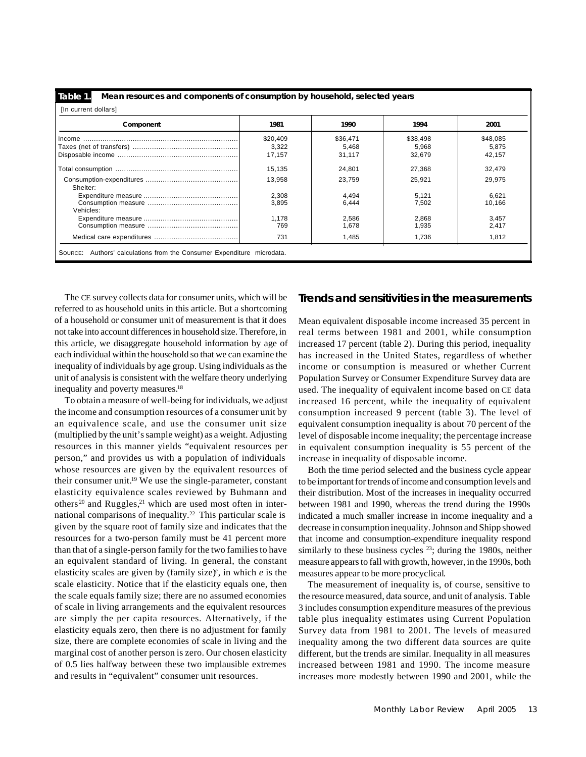**Table 1. Mean resources and components of consumption by household, selected years**

[In current dollars]

| Component | 1981 | 1990 | 1994 | 2001 |
|---|---|---|---|---|
| Income | $20,409 | $36,471 | $38,498 | $48,085 |
| Taxes (net of transfers) | 3,322 | 5,468 | 5,968 | 5,875 |
| Disposable income | 17,157 | 31,117 | 32,679 | 42,157 |
| Total consumption | 15,135 | 24,801 | 27,368 | 32,479 |
| Consumption-expenditures | 13,958 | 23,759 | 25,921 | 29,975 |
| Shelter: | | | | |
| Expenditure measure | 2,308 | 4,494 | 5,121 | 6,621 |
| Consumption measure | 3,895 | 6,444 | 7,502 | 10,166 |
| Vehicles: | | | | |
| Expenditure measure | 1,178 | 2,586 | 2,868 | 3,457 |
| Consumption measure | 769 | 1,678 | 1,935 | 2,417 |
| Medical care expenditures | 731 | 1,485 | 1,736 | 1,812 |

SOURCE: Authors' calculations from the Consumer Expenditure microdata.

The CE survey collects data for consumer units, which will be referred to as household units in this article. But a shortcoming of a household or consumer unit of measurement is that it does not take into account differences in household size. Therefore, in this article, we disaggregate household information by age of each individual within the household so that we can examine the inequality of individuals by age group. Using individuals as the unit of analysis is consistent with the welfare theory underlying inequality and poverty measures.[18]

To obtain a measure of well-being for individuals, we adjust the income and consumption resources of a consumer unit by an equivalence scale, and use the consumer unit size (multiplied by the unit's sample weight) as a weight. Adjusting resources in this manner yields "equivalent resources per person," and provides us with a population of individuals whose resources are given by the equivalent resources of their consumer unit.[19] We use the single-parameter, constant elasticity equivalence scales reviewed by Buhmann and others[20] and Ruggles,[21] which are used most often in international comparisons of inequality.[22] This particular scale is given by the square root of family size and indicates that the resources for a two-person family must be 41 percent more than that of a single-person family for the two families to have an equivalent standard of living. In general, the constant elasticity scales are given by (family size)$^e$, in which $e$ is the scale elasticity. Notice that if the elasticity equals one, then the scale equals family size; there are no assumed economies of scale in living arrangements and the equivalent resources are simply the per capita resources. Alternatively, if the elasticity equals zero, then there is no adjustment for family size, there are complete economies of scale in living and the marginal cost of another person is zero. Our chosen elasticity of 0.5 lies halfway between these two implausible extremes and results in "equivalent" consumer unit resources.

## Trends and sensitivities in the measurements

Mean equivalent disposable income increased 35 percent in real terms between 1981 and 2001, while consumption increased 17 percent (table 2). During this period, inequality has increased in the United States, regardless of whether income or consumption is measured or whether Current Population Survey or Consumer Expenditure Survey data are used. The inequality of equivalent income based on CE data increased 16 percent, while the inequality of equivalent consumption increased 9 percent (table 3). The level of equivalent consumption inequality is about 70 percent of the level of disposable income inequality; the percentage increase in equivalent consumption inequality is 55 percent of the increase in inequality of disposable income.

Both the time period selected and the business cycle appear to be important for trends of income and consumption levels and their distribution. Most of the increases in inequality occurred between 1981 and 1990, whereas the trend during the 1990s indicated a much smaller increase in income inequality and a decrease in consumption inequality. Johnson and Shipp showed that income and consumption-expenditure inequality respond similarly to these business cycles [23]; during the 1980s, neither measure appears to fall with growth, however, in the 1990s, both measures appear to be more procyclical.

The measurement of inequality is, of course, sensitive to the resource measured, data source, and unit of analysis. Table 3 includes consumption expenditure measures of the previous table plus inequality estimates using Current Population Survey data from 1981 to 2001. The levels of measured inequality among the two different data sources are quite different, but the trends are similar. Inequality in all measures increased between 1981 and 1990. The income measure increases more modestly between 1990 and 2001, while the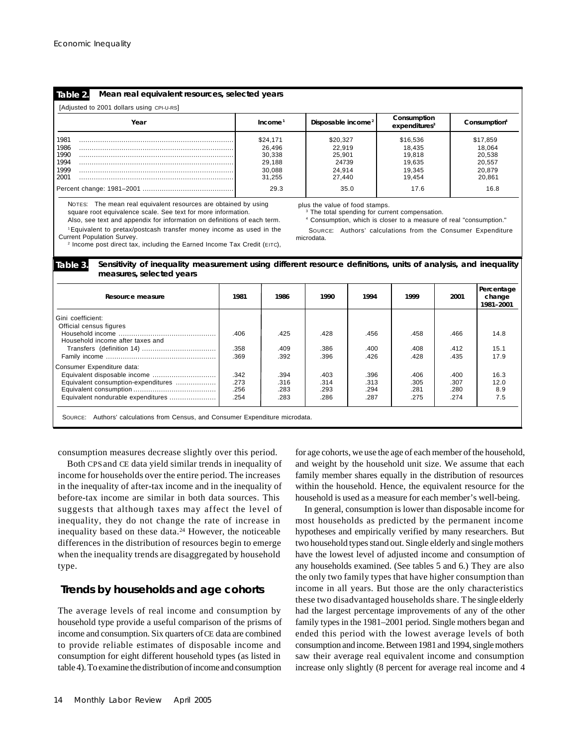**Table 2. Mean real equivalent resources, selected years**

[Adjusted to 2001 dollars using CPI-U-RS]

| Year | Income[1] | Disposable income[2] | Consumption expenditures[3] | Consumption[4] |
|---|---|---|---|---|
| 1981 | $24,171 | $20,327 | $16,536 | $17,859 |
| 1986 | 26,496 | 22,919 | 18,435 | 18,064 |
| 1990 | 30,338 | 25,901 | 19,818 | 20,538 |
| 1994 | 29,188 | 24739 | 19,635 | 20,557 |
| 1999 | 30,088 | 24,914 | 19,345 | 20,879 |
| 2001 | 31,255 | 27,440 | 19,454 | 20,861 |
| Percent change: 1981–2001 | 29.3 | 35.0 | 17.6 | 16.8 |

NOTES: The mean real equivalent resources are obtained by using square root equivalence scale. See text for more information. Also, see text and appendix for information on definitions of each term.

[1] Equivalent to pretax/postcash transfer money income as used in the Current Population Survey.

[2] Income post direct tax, including the Earned Income Tax Credit (EITC), plus the value of food stamps.

[3] The total spending for current compensation.

[4] Consumption, which is closer to a measure of real "consumption."

SOURCE: Authors' calculations from the Consumer Expenditure microdata.

**Table 3. Sensitivity of inequality measurement using different resource definitions, units of analysis, and inequality measures, selected years**

| Resource measure | 1981 | 1986 | 1990 | 1994 | 1999 | 2001 | Percentage change 1981–2001 |
|---|---|---|---|---|---|---|---|
| Gini coefficient: | | | | | | | |
| Official census figures | | | | | | | |
| Household income | .406 | .425 | .428 | .456 | .458 | .466 | 14.8 |
| Household income after taxes and Transfers (definition 14) | .358 | .409 | .386 | .400 | .408 | .412 | 15.1 |
| Family income | .369 | .392 | .396 | .426 | .428 | .435 | 17.9 |
| Consumer Expenditure data: | | | | | | | |
| Equivalent disposable income | .342 | .394 | .403 | .396 | .406 | .400 | 16.3 |
| Equivalent consumption-expenditures | .273 | .316 | .314 | .313 | .305 | .307 | 12.0 |
| Equivalent consumption | .256 | .283 | .293 | .294 | .281 | .280 | 8.9 |
| Equivalent nondurable expenditures | .254 | .283 | .286 | .287 | .275 | .274 | 7.5 |

SOURCE: Authors' calculations from Census, and Consumer Expenditure microdata.

consumption measures decrease slightly over this period.

Both CPS and CE data yield similar trends in inequality of income for households over the entire period. The increases in the inequality of after-tax income and in the inequality of before-tax income are similar in both data sources. This suggests that although taxes may affect the level of inequality, they do not change the rate of increase in inequality based on these data.[24] However, the noticeable differences in the distribution of resources begin to emerge when the inequality trends are disaggregated by household type.

## Trends by households and age cohorts

The average levels of real income and consumption by household type provide a useful comparison of the prisms of income and consumption. Six quarters of CE data are combined to provide reliable estimates of disposable income and consumption for eight different household types (as listed in table 4). To examine the distribution of income and consumption for age cohorts, we use the age of each member of the household, and weight by the household unit size. We assume that each family member shares equally in the distribution of resources within the household. Hence, the equivalent resource for the household is used as a measure for each member's well-being.

In general, consumption is lower than disposable income for most households as predicted by the permanent income hypotheses and empirically verified by many researchers. But two household types stand out. Single elderly and single mothers have the lowest level of adjusted income and consumption of any households examined. (See tables 5 and 6.) They are also the only two family types that have higher consumption than income in all years. But those are the only characteristics these two disadvantaged households share. The single elderly had the largest percentage improvements of any of the other family types in the 1981–2001 period. Single mothers began and ended this period with the lowest average levels of both consumption and income. Between 1981 and 1994, single mothers saw their average real equivalent income and consumption increase only slightly (8 percent for average real income and 4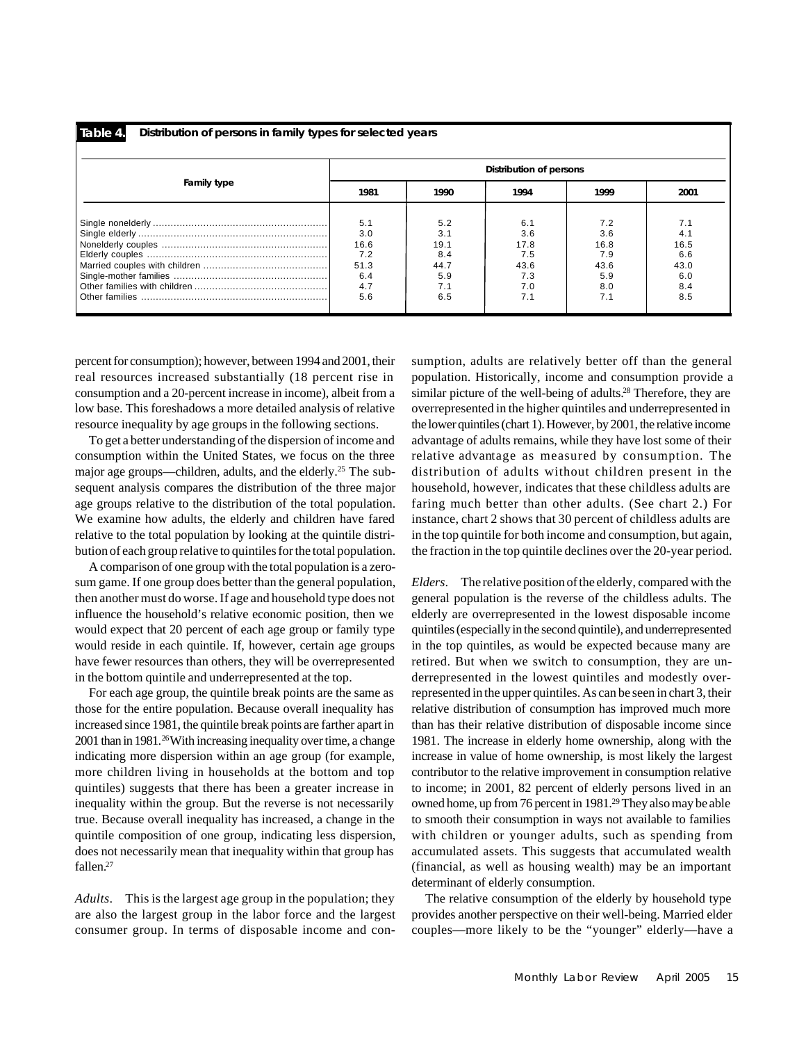**Table 4. Distribution of persons in family types for selected years**

| Family type | Distribution of persons | | | | |
|---|---|---|---|---|---|
| | 1981 | 1990 | 1994 | 1999 | 2001 |
| Single nonelderly | 5.1 | 5.2 | 6.1 | 7.2 | 7.1 |
| Single elderly | 3.0 | 3.1 | 3.6 | 3.6 | 4.1 |
| Nonelderly couples | 16.6 | 19.1 | 17.8 | 16.8 | 16.5 |
| Elderly couples | 7.2 | 8.4 | 7.5 | 7.9 | 6.6 |
| Married couples with children | 51.3 | 44.7 | 43.6 | 43.6 | 43.0 |
| Single-mother families | 6.4 | 5.9 | 7.3 | 5.9 | 6.0 |
| Other families with children | 4.7 | 7.1 | 7.0 | 8.0 | 8.4 |
| Other families | 5.6 | 6.5 | 7.1 | 7.1 | 8.5 |

percent for consumption); however, between 1994 and 2001, their real resources increased substantially (18 percent rise in consumption and a 20-percent increase in income), albeit from a low base. This foreshadows a more detailed analysis of relative resource inequality by age groups in the following sections.

To get a better understanding of the dispersion of income and consumption within the United States, we focus on the three major age groups—children, adults, and the elderly.[25] The subsequent analysis compares the distribution of the three major age groups relative to the distribution of the total population. We examine how adults, the elderly and children have fared relative to the total population by looking at the quintile distribution of each group relative to quintiles for the total population.

A comparison of one group with the total population is a zero-sum game. If one group does better than the general population, then another must do worse. If age and household type does not influence the household's relative economic position, then we would expect that 20 percent of each age group or family type would reside in each quintile. If, however, certain age groups have fewer resources than others, they will be overrepresented in the bottom quintile and underrepresented at the top.

For each age group, the quintile break points are the same as those for the entire population. Because overall inequality has increased since 1981, the quintile break points are farther apart in 2001 than in 1981.[26] With increasing inequality over time, a change indicating more dispersion within an age group (for example, more children living in households at the bottom and top quintiles) suggests that there has been a greater increase in inequality within the group. But the reverse is not necessarily true. Because overall inequality has increased, a change in the quintile composition of one group, indicating less dispersion, does not necessarily mean that inequality within that group has fallen.[27]

*Adults*. This is the largest age group in the population; they are also the largest group in the labor force and the largest consumer group. In terms of disposable income and consumption, adults are relatively better off than the general population. Historically, income and consumption provide a similar picture of the well-being of adults.[28] Therefore, they are overrepresented in the higher quintiles and underrepresented in the lower quintiles (chart 1). However, by 2001, the relative income advantage of adults remains, while they have lost some of their relative advantage as measured by consumption. The distribution of adults without children present in the household, however, indicates that these childless adults are faring much better than other adults. (See chart 2.) For instance, chart 2 shows that 30 percent of childless adults are in the top quintile for both income and consumption, but again, the fraction in the top quintile declines over the 20-year period.

*Elders*. The relative position of the elderly, compared with the general population is the reverse of the childless adults. The elderly are overrepresented in the lowest disposable income quintiles (especially in the second quintile), and underrepresented in the top quintiles, as would be expected because many are retired. But when we switch to consumption, they are underrepresented in the lowest quintiles and modestly overrepresented in the upper quintiles. As can be seen in chart 3, their relative distribution of consumption has improved much more than has their relative distribution of disposable income since 1981. The increase in elderly home ownership, along with the increase in value of home ownership, is most likely the largest contributor to the relative improvement in consumption relative to income; in 2001, 82 percent of elderly persons lived in an owned home, up from 76 percent in 1981.[29] They also may be able to smooth their consumption in ways not available to families with children or younger adults, such as spending from accumulated assets. This suggests that accumulated wealth (financial, as well as housing wealth) may be an important determinant of elderly consumption.

The relative consumption of the elderly by household type provides another perspective on their well-being. Married elder couples—more likely to be the "younger" elderly—have a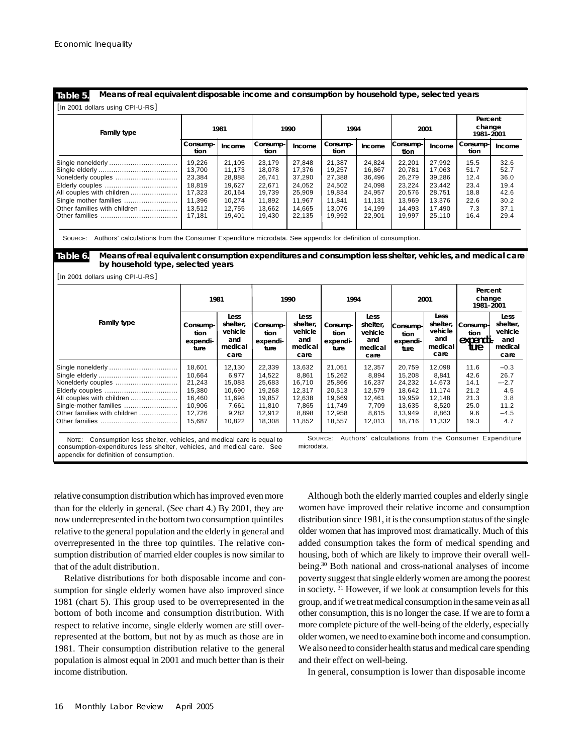**Table 5. Means of real equivalent disposable income and consumption by household type, selected years**

[In 2001 dollars using CPI-U-RS]

| Family type | 1981 | | 1990 | | 1994 | | 2001 | | Percent change 1981–2001 | |
|---|---|---|---|---|---|---|---|---|---|---|
| | Consumption | Income | Consumption | Income | Consumption | Income | Consumption | Income | Consumption | Income |
| Single nonelderly | 19,226 | 21,105 | 23,179 | 27,848 | 21,387 | 24,824 | 22,201 | 27,992 | 15.5 | 32.6 |
| Single elderly | 13,700 | 11,173 | 18,078 | 17,376 | 19,257 | 16,867 | 20,781 | 17,063 | 51.7 | 52.7 |
| Nonelderly couples | 23,384 | 28,888 | 26,741 | 37,290 | 27,388 | 36,496 | 26,279 | 39,286 | 12.4 | 36.0 |
| Elderly couples | 18,819 | 19,627 | 22,671 | 24,052 | 24,502 | 24,098 | 23,224 | 23,442 | 23.4 | 19.4 |
| All couples with children | 17,323 | 20,164 | 19,739 | 25,909 | 19,834 | 24,957 | 20,576 | 28,751 | 18.8 | 42.6 |
| Single mother families | 11,396 | 10,274 | 11,892 | 11,967 | 11,841 | 11,131 | 13,969 | 13,376 | 22.6 | 30.2 |
| Other families with children | 13,512 | 12,755 | 13,662 | 14,665 | 13,076 | 14,199 | 14,493 | 17,490 | 7.3 | 37.1 |
| Other families | 17,181 | 19,401 | 19,430 | 22,135 | 19,992 | 22,901 | 19,997 | 25,110 | 16.4 | 29.4 |

SOURCE: Authors' calculations from the Consumer Expenditure microdata. See appendix for definition of consumption.

**Table 6. Means of real equivalent consumption expenditures and consumption less shelter, vehicles, and medical care by household type, selected years**

[In 2001 dollars using CPI-U-RS]

| Family type | 1981 | | 1990 | | 1994 | | 2001 | | Percent change 1981–2001 | |
|---|---|---|---|---|---|---|---|---|---|---|
| | Consumption expenditure | Less shelter, vehicle and medical care | Consumption expenditure | Less shelter, vehicle and medical care | Consumption expenditure | Less shelter, vehicle and medical care | Consumption expenditure | Less shelter, vehicle and medical care | Consumption expenditure | Less shelter, vehicle and medical care |
| Single nonelderly | 18,601 | 12,130 | 22,339 | 13,632 | 21,051 | 12,357 | 20,759 | 12,098 | 11.6 | –0.3 |
| Single elderly | 10,664 | 6,977 | 14,522 | 8,861 | 15,262 | 8,894 | 15,208 | 8,841 | 42.6 | 26.7 |
| Nonelderly couples | 21,243 | 15,083 | 25,683 | 16,710 | 25,866 | 16,237 | 24,232 | 14,673 | 14.1 | –-2.7 |
| Elderly couples | 15,380 | 10,690 | 19,268 | 12,317 | 20,513 | 12,579 | 18,642 | 11,174 | 21.2 | 4.5 |
| All couples with children | 16,460 | 11,698 | 19,857 | 12,638 | 19,669 | 12,461 | 19,959 | 12,148 | 21.3 | 3.8 |
| Single-mother families | 10,906 | 7,661 | 11,810 | 7,865 | 11,749 | 7,709 | 13,635 | 8,520 | 25.0 | 11.2 |
| Other families with children | 12,726 | 9,282 | 12,912 | 8,898 | 12,958 | 8,615 | 13,949 | 8,863 | 9.6 | –4.5 |
| Other families | 15,687 | 10,822 | 18,308 | 11,852 | 18,557 | 12,013 | 18,716 | 11,332 | 19.3 | 4.7 |

NOTE: Consumption less shelter, vehicles, and medical care is equal to consumption-expenditures less shelter, vehicles, and medical care. See appendix for definition of consumption.

SOURCE: Authors' calculations from the Consumer Expenditure microdata.

relative consumption distribution which has improved even more than for the elderly in general. (See chart 4.) By 2001, they are now underrepresented in the bottom two consumption quintiles relative to the general population and the elderly in general and overrepresented in the three top quintiles. The relative consumption distribution of married elder couples is now similar to that of the adult distribution.

Relative distributions for both disposable income and consumption for single elderly women have also improved since 1981 (chart 5). This group used to be overrepresented in the bottom of both income and consumption distribution. With respect to relative income, single elderly women are still overrepresented at the bottom, but not by as much as those are in 1981. Their consumption distribution relative to the general population is almost equal in 2001 and much better than is their income distribution.

Although both the elderly married couples and elderly single women have improved their relative income and consumption distribution since 1981, it is the consumption status of the single older women that has improved most dramatically. Much of this added consumption takes the form of medical spending and housing, both of which are likely to improve their overall well-being.[30] Both national and cross-national analyses of income poverty suggest that single elderly women are among the poorest in society. [31] However, if we look at consumption levels for this group, and if we treat medical consumption in the same vein as all other consumption, this is no longer the case. If we are to form a more complete picture of the well-being of the elderly, especially older women, we need to examine both income and consumption. We also need to consider health status and medical care spending and their effect on well-being.

In general, consumption is lower than disposable income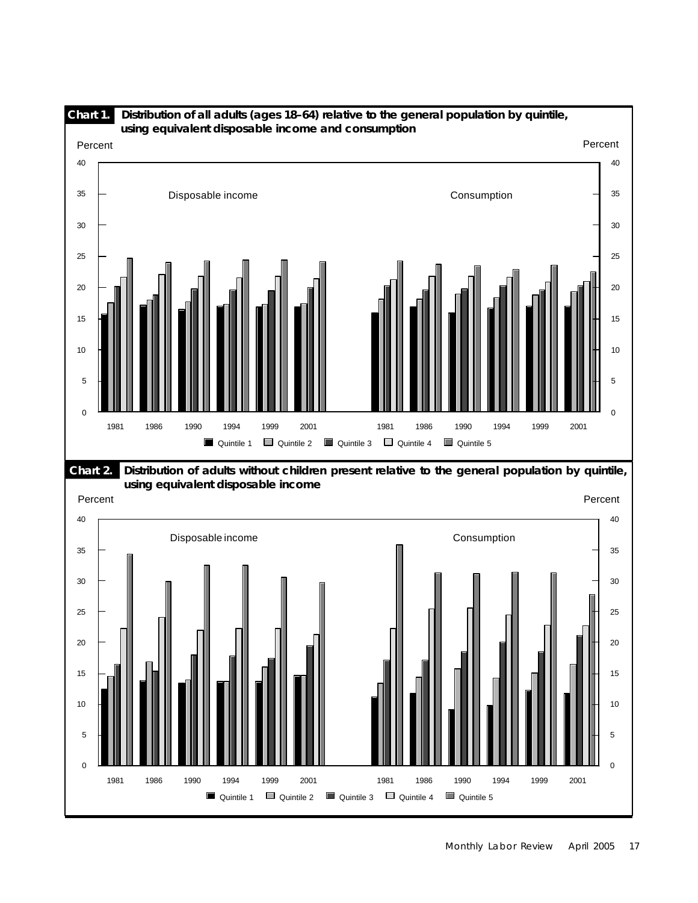**Chart 1. Distribution of all adults (ages 18–64) relative to the general population by quintile, using equivalent disposable income and consumption**

Percent

Percent

40
35
30
25
20
15
10
5
0

Disposable income

Consumption

1981 1986 1990 1994 1999 2001 1981 1986 1990 1994 1999 2001

Quintile 1 Quintile 2 Quintile 3 Quintile 4 Quintile 5

**Chart 2. Distribution of adults without children present relative to the general population by quintile, using equivalent disposable income**

Percent

Percent

40
35
30
25
20
15
10
5
0

Disposable income

Consumption

1981 1986 1990 1994 1999 2001 1981 1986 1990 1994 1999 2001

Quintile 1 Quintile 2 Quintile 3 Quintile 4 Quintile 5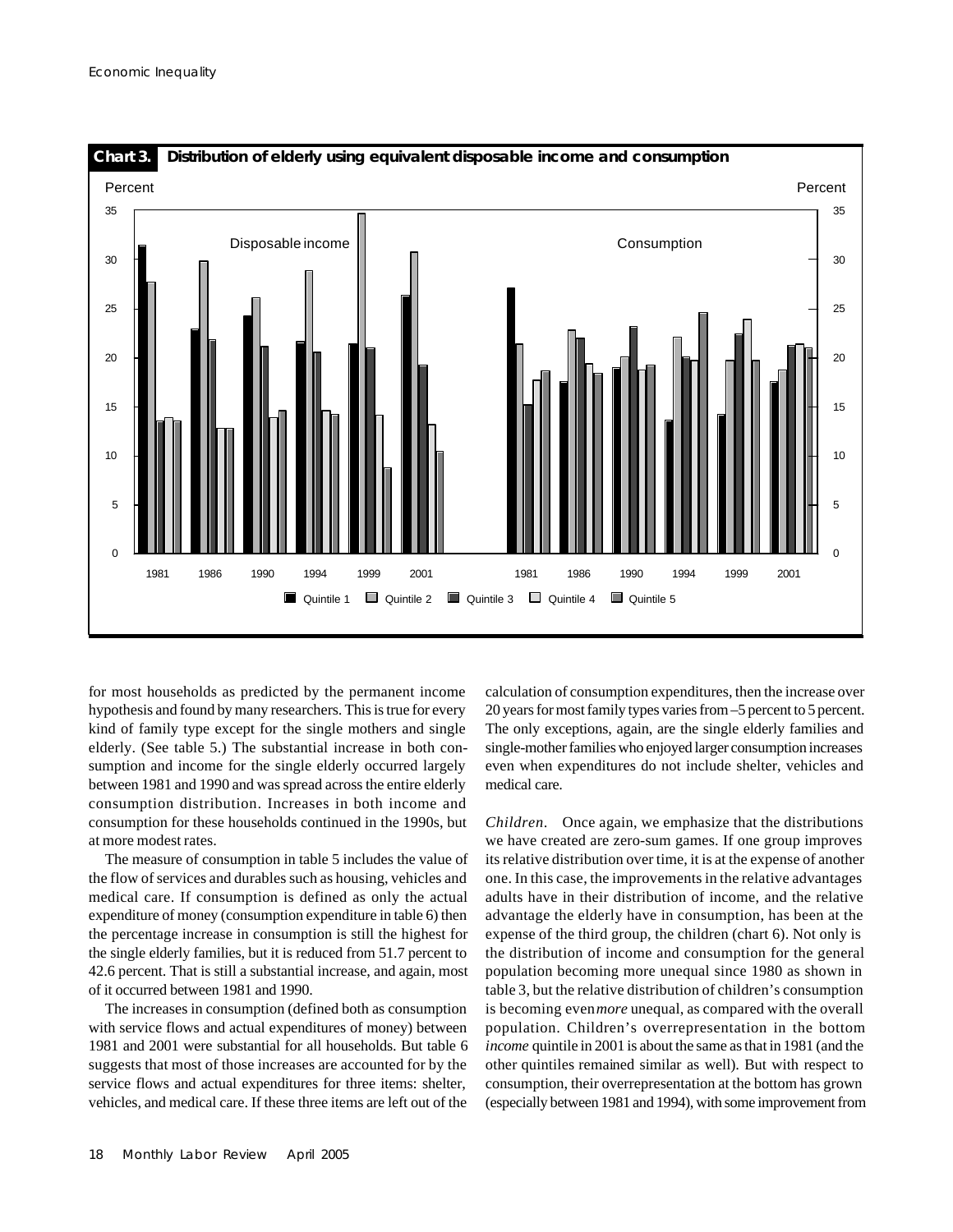**Chart 3. Distribution of elderly using equivalent disposable income and consumption**

Percent

Disposable income

Consumption

35
30
25
20
15
10
5
0

1981 1986 1990 1994 1999 2001 1981 1986 1990 1994 1999 2001

Quintile 1 Quintile 2 Quintile 3 Quintile 4 Quintile 5

for most households as predicted by the permanent income hypothesis and found by many researchers. This is true for every kind of family type except for the single mothers and single elderly. (See table 5.) The substantial increase in both consumption and income for the single elderly occurred largely between 1981 and 1990 and was spread across the entire elderly consumption distribution. Increases in both income and consumption for these households continued in the 1990s, but at more modest rates.

The measure of consumption in table 5 includes the value of the flow of services and durables such as housing, vehicles and medical care. If consumption is defined as only the actual expenditure of money (consumption expenditure in table 6) then the percentage increase in consumption is still the highest for the single elderly families, but it is reduced from 51.7 percent to 42.6 percent. That is still a substantial increase, and again, most of it occurred between 1981 and 1990.

The increases in consumption (defined both as consumption with service flows and actual expenditures of money) between 1981 and 2001 were substantial for all households. But table 6 suggests that most of those increases are accounted for by the service flows and actual expenditures for three items: shelter, vehicles, and medical care. If these three items are left out of the calculation of consumption expenditures, then the increase over 20 years for most family types varies from –5 percent to 5 percent. The only exceptions, again, are the single elderly families and single-mother families who enjoyed larger consumption increases even when expenditures do not include shelter, vehicles and medical care.

*Children.* Once again, we emphasize that the distributions we have created are zero-sum games. If one group improves its relative distribution over time, it is at the expense of another one. In this case, the improvements in the relative advantages adults have in their distribution of income, and the relative advantage the elderly have in consumption, has been at the expense of the third group, the children (chart 6). Not only is the distribution of income and consumption for the general population becoming more unequal since 1980 as shown in table 3, but the relative distribution of children's consumption is becoming even *more* unequal, as compared with the overall population. Children's overrepresentation in the bottom *income* quintile in 2001 is about the same as that in 1981 (and the other quintiles remained similar as well). But with respect to consumption, their overrepresentation at the bottom has grown (especially between 1981 and 1994), with some improvement from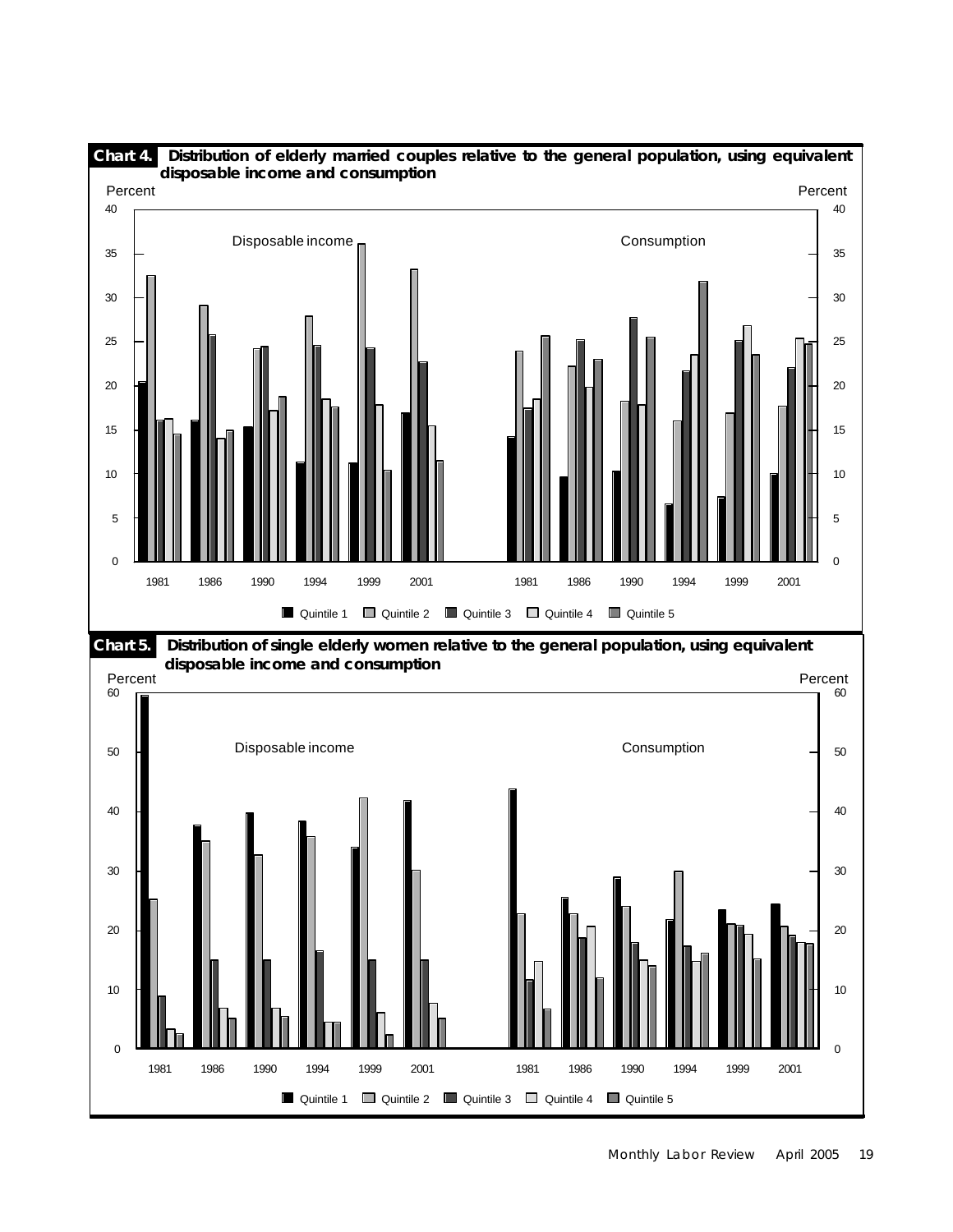**Chart 4. Distribution of elderly married couples relative to the general population, using equivalent disposable income and consumption**

Percent

40
35
30
25
20
15
10
5
0

Disposable income

Consumption

1981 1986 1990 1994 1999 2001

1981 1986 1990 1994 1999 2001

Quintile 1 Quintile 2 Quintile 3 Quintile 4 Quintile 5

**Chart 5. Distribution of single elderly women relative to the general population, using equivalent disposable income and consumption**

Percent

60
50
40
30
20
10
0

Disposable income

Consumption

1981 1986 1990 1994 1999 2001

1981 1986 1990 1994 1999 2001

Quintile 1 Quintile 2 Quintile 3 Quintile 4 Quintile 5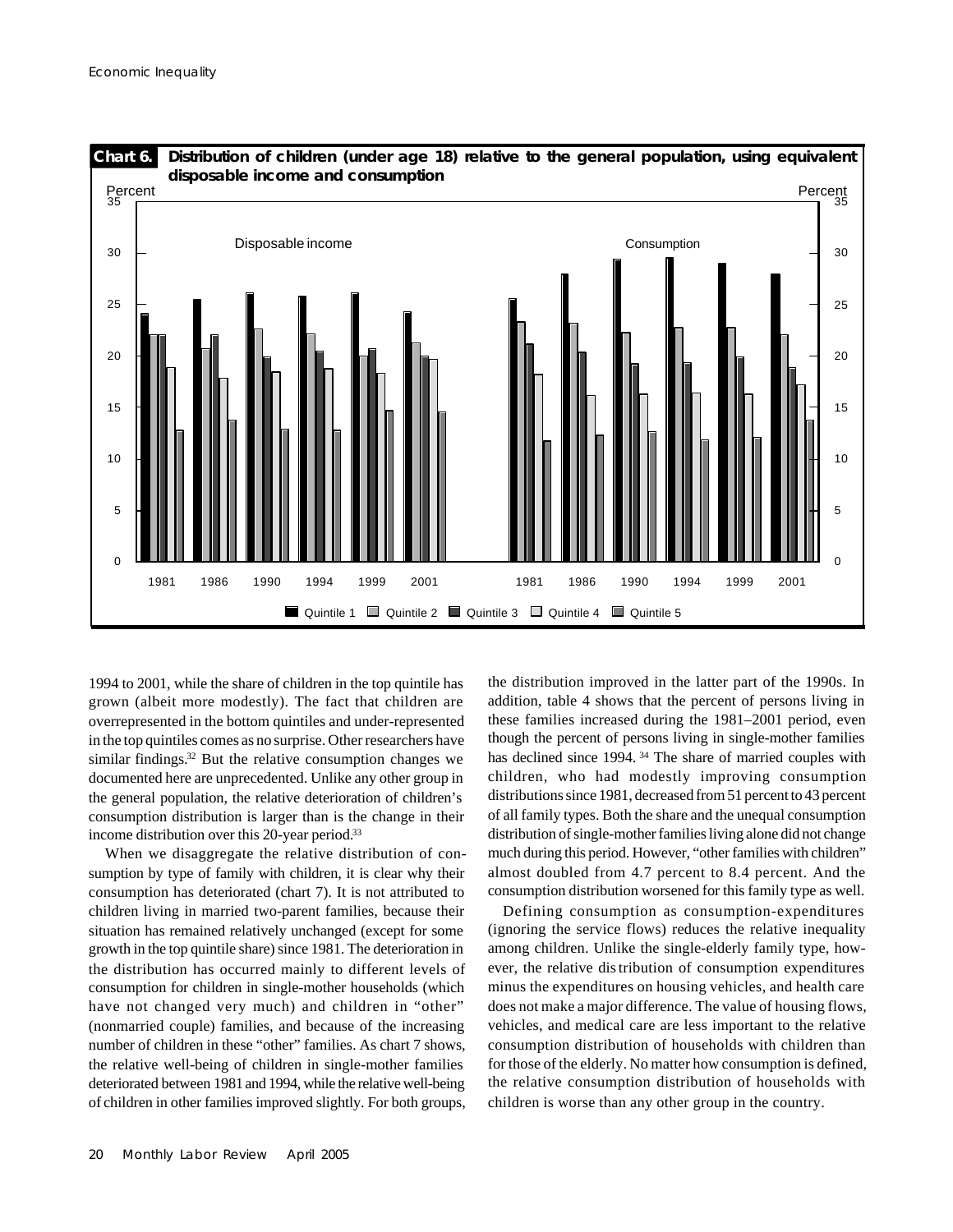**Chart 6. Distribution of children (under age 18) relative to the general population, using equivalent disposable income and consumption**

Percent
35
30
25
20
15
10
5
0

Disposable income

1981 1986 1990 1994 1999 2001

Consumption

1981 1986 1990 1994 1999 2001

Quintile 1 Quintile 2 Quintile 3 Quintile 4 Quintile 5

1994 to 2001, while the share of children in the top quintile has grown (albeit more modestly). The fact that children are overrepresented in the bottom quintiles and under-represented in the top quintiles comes as no surprise. Other researchers have similar findings.[32] But the relative consumption changes we documented here are unprecedented. Unlike any other group in the general population, the relative deterioration of children's consumption distribution is larger than is the change in their income distribution over this 20-year period.[33]

When we disaggregate the relative distribution of consumption by type of family with children, it is clear why their consumption has deteriorated (chart 7). It is not attributed to children living in married two-parent families, because their situation has remained relatively unchanged (except for some growth in the top quintile share) since 1981. The deterioration in the distribution has occurred mainly to different levels of consumption for children in single-mother households (which have not changed very much) and children in "other" (nonmarried couple) families, and because of the increasing number of children in these "other" families. As chart 7 shows, the relative well-being of children in single-mother families deteriorated between 1981 and 1994, while the relative well-being of children in other families improved slightly. For both groups, the distribution improved in the latter part of the 1990s. In addition, table 4 shows that the percent of persons living in these families increased during the 1981–2001 period, even though the percent of persons living in single-mother families has declined since 1994. [34] The share of married couples with children, who had modestly improving consumption distributions since 1981, decreased from 51 percent to 43 percent of all family types. Both the share and the unequal consumption distribution of single-mother families living alone did not change much during this period. However, "other families with children" almost doubled from 4.7 percent to 8.4 percent. And the consumption distribution worsened for this family type as well.

Defining consumption as consumption-expenditures (ignoring the service flows) reduces the relative inequality among children. Unlike the single-elderly family type, however, the relative distribution of consumption expenditures minus the expenditures on housing vehicles, and health care does not make a major difference. The value of housing flows, vehicles, and medical care are less important to the relative consumption distribution of households with children than for those of the elderly. No matter how consumption is defined, the relative consumption distribution of households with children is worse than any other group in the country.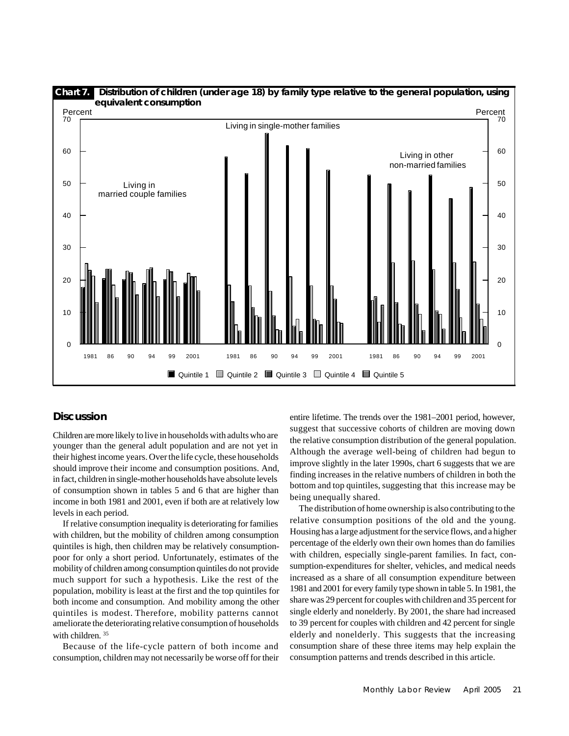**Chart 7. Distribution of children (under age 18) by family type relative to the general population, using equivalent consumption**

Percent

70
60
50
40
30
20
10
0

Living in married couple families

Living in single-mother families

Living in other non-married families

1981 86 90 94 99 2001 1981 86 90 94 99 2001 1981 86 90 94 99 2001

Quintile 1 Quintile 2 Quintile 3 Quintile 4 Quintile 5

## Discussion

Children are more likely to live in households with adults who are younger than the general adult population and are not yet in their highest income years. Over the life cycle, these households should improve their income and consumption positions. And, in fact, children in single-mother households have absolute levels of consumption shown in tables 5 and 6 that are higher than income in both 1981 and 2001, even if both are at relatively low levels in each period.

If relative consumption inequality is deteriorating for families with children, but the mobility of children among consumption quintiles is high, then children may be relatively consumption-poor for only a short period. Unfortunately, estimates of the mobility of children among consumption quintiles do not provide much support for such a hypothesis. Like the rest of the population, mobility is least at the first and the top quintiles for both income and consumption. And mobility among the other quintiles is modest. Therefore, mobility patterns cannot ameliorate the deteriorating relative consumption of households with children. [35]

Because of the life-cycle pattern of both income and consumption, children may not necessarily be worse off for their entire lifetime. The trends over the 1981–2001 period, however, suggest that successive cohorts of children are moving down the relative consumption distribution of the general population. Although the average well-being of children had begun to improve slightly in the later 1990s, chart 6 suggests that we are finding increases in the relative numbers of children in both the bottom and top quintiles, suggesting that this increase may be being unequally shared.

The distribution of home ownership is also contributing to the relative consumption positions of the old and the young. Housing has a large adjustment for the service flows, and a higher percentage of the elderly own their own homes than do families with children, especially single-parent families. In fact, consumption-expenditures for shelter, vehicles, and medical needs increased as a share of all consumption expenditure between 1981 and 2001 for every family type shown in table 5. In 1981, the share was 29 percent for couples with children and 35 percent for single elderly and nonelderly. By 2001, the share had increased to 39 percent for couples with children and 42 percent for single elderly and nonelderly. This suggests that the increasing consumption share of these three items may help explain the consumption patterns and trends described in this article.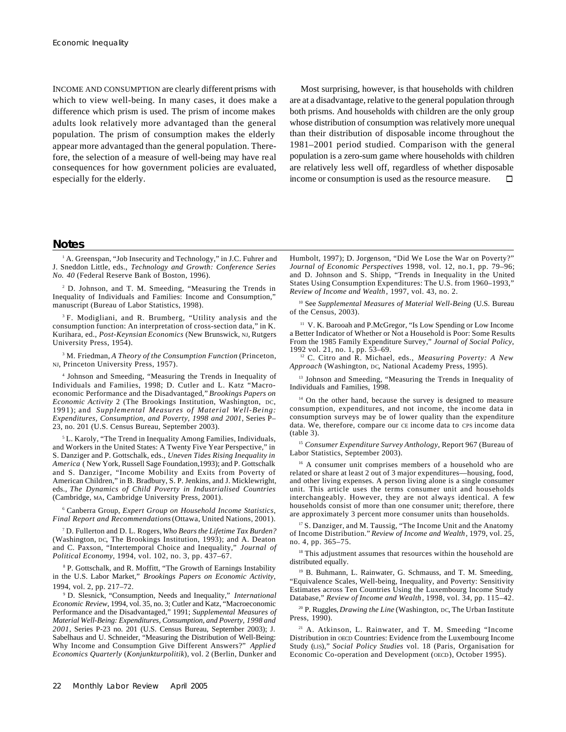INCOME AND CONSUMPTION are clearly different prisms with which to view well-being. In many cases, it does make a difference which prism is used. The prism of income makes adults look relatively more advantaged than the general population. The prism of consumption makes the elderly appear more advantaged than the general population. Therefore, the selection of a measure of well-being may have real consequences for how government policies are evaluated, especially for the elderly.

Most surprising, however, is that households with children are at a disadvantage, relative to the general population through both prisms. And households with children are the only group whose distribution of consumption was relatively more unequal than their distribution of disposable income throughout the 1981–2001 period studied. Comparison with the general population is a zero-sum game where households with children are relatively less well off, regardless of whether disposable income or consumption is used as the resource measure. □

## Notes

[1] A. Greenspan, "Job Insecurity and Technology," in J.C. Fuhrer and J. Sneddon Little, eds., *Technology and Growth: Conference Series No. 40* (Federal Reserve Bank of Boston, 1996).

[2] D. Johnson, and T. M. Smeeding, "Measuring the Trends in Inequality of Individuals and Families: Income and Consumption," manuscript (Bureau of Labor Statistics, 1998).

[3] F. Modigliani, and R. Brumberg, "Utility analysis and the consumption function: An interpretation of cross-section data," in K. Kurihara, ed., *Post-Keynsian Economics* (New Brunswick, NJ, Rutgers University Press, 1954).

[3] M. Friedman, *A Theory of the Consumption Function* (Princeton, NJ, Princeton University Press, 1957).

[4] Johnson and Smeeding, "Measuring the Trends in Inequality of Individuals and Families, 1998; D. Cutler and L. Katz "Macroeconomic Performance and the Disadvantaged," *Brookings Papers on Economic Activity* 2 (The Brookings Institution, Washington, DC, 1991); and *Supplemental Measures of Material Well-Being: Expenditures, Consumption, and Poverty, 1998 and 2001*, Series P–23, no. 201 (U.S. Census Bureau, September 2003).

[5] L. Karoly, "The Trend in Inequality Among Families, Individuals, and Workers in the United States: A Twenty Five Year Perspective," in S. Danziger and P. Gottschalk, eds., *Uneven Tides Rising Inequality in America* ( New York, Russell Sage Foundation,1993); and P. Gottschalk and S. Danziger, "Income Mobility and Exits from Poverty of American Children," in B. Bradbury, S. P. Jenkins, and J. Micklewright, eds., *The Dynamics of Child Poverty in Industrialised Countries* (Cambridge, MA, Cambridge University Press, 2001).

[6] Canberra Group, *Expert Group on Household Income Statistics, Final Report and Recommendations* (Ottawa, United Nations, 2001).

[7] D. Fullerton and D. L. Rogers, *Who Bears the Lifetime Tax Burden?* (Washington, DC, The Brookings Institution, 1993); and A. Deaton and C. Paxson, "Intertemporal Choice and Inequality," *Journal of Political Economy*, 1994, vol. 102, no. 3, pp. 437–67.

[8] P. Gottschalk, and R. Moffitt, "The Growth of Earnings Instability in the U.S. Labor Market," *Brookings Papers on Economic Activity*, 1994, vol. 2, pp. 217–72.

[9] D. Slesnick, "Consumption, Needs and Inequality," *International Economic Review*, 1994, vol. 35, no. 3; Cutler and Katz, "Macroeconomic Performance and the Disadvantaged," 1991; *Supplemental Measures of Material Well-Being: Expenditures, Consumption, and Poverty, 1998 and 2001*, Series P-23 no. 201 (U.S. Census Bureau, September 2003); J. Sabelhaus and U. Schneider, "Measuring the Distribution of Well-Being: Why Income and Consumption Give Different Answers?" *Applied Economics Quarterly* (*Konjunkturpolitik*), vol. 2 (Berlin, Dunker and Humbolt, 1997); D. Jorgenson, "Did We Lose the War on Poverty?" *Journal of Economic Perspectives* 1998, vol. 12, no.1, pp. 79–96; and D. Johnson and S. Shipp, "Trends in Inequality in the United States Using Consumption Expenditures: The U.S. from 1960–1993," *Review of Income and Wealth*, 1997, vol. 43, no. 2.

[10] See *Supplemental Measures of Material Well-Being* (U.S. Bureau of the Census, 2003).

[11] V. K. Barooah and P.McGregor, "Is Low Spending or Low Income a Better Indicator of Whether or Not a Household is Poor: Some Results From the 1985 Family Expenditure Survey," *Journal of Social Policy*, 1992 vol. 21, no. 1, pp. 53–69.

[12] C. Citro and R. Michael, eds., *Measuring Poverty: A New Approach* (Washington, DC, National Academy Press, 1995).

[13] Johnson and Smeeding, "Measuring the Trends in Inequality of Individuals and Families, 1998.

[14] On the other hand, because the survey is designed to measure consumption, expenditures, and not income, the income data in consumption surveys may be of lower quality than the expenditure data. We, therefore, compare our CE income data to CPS income data (table 3).

[15] *Consumer Expenditure Survey Anthology*, Report 967 (Bureau of Labor Statistics, September 2003).

[16] A consumer unit comprises members of a household who are related or share at least 2 out of 3 major expenditures—housing, food, and other living expenses. A person living alone is a single consumer unit. This article uses the terms consumer unit and households interchangeably. However, they are not always identical. A few households consist of more than one consumer unit; therefore, there are approximately 3 percent more consumer units than households.

[17] S. Danziger, and M. Taussig, "The Income Unit and the Anatomy of Income Distribution." *Review of Income and Wealth*, 1979, vol. 25, no. 4, pp. 365–75.

[18] This adjustment assumes that resources within the household are distributed equally.

[19] B. Buhmann, L. Rainwater, G. Schmauss, and T. M. Smeeding, "Equivalence Scales, Well-being, Inequality, and Poverty: Sensitivity Estimates across Ten Countries Using the Luxembourg Income Study Database," *Review of Income and Wealth*, 1998, vol. 34, pp. 115–42.

[20] P. Ruggles, *Drawing the Line* (Washington, DC, The Urban Institute Press, 1990).

[21] A. Atkinson, L. Rainwater, and T. M. Smeeding "Income Distribution in OECD Countries: Evidence from the Luxembourg Income Study (LIS)," *Social Policy Studies* vol. 18 (Paris, Organisation for Economic Co-operation and Development (OECD), October 1995).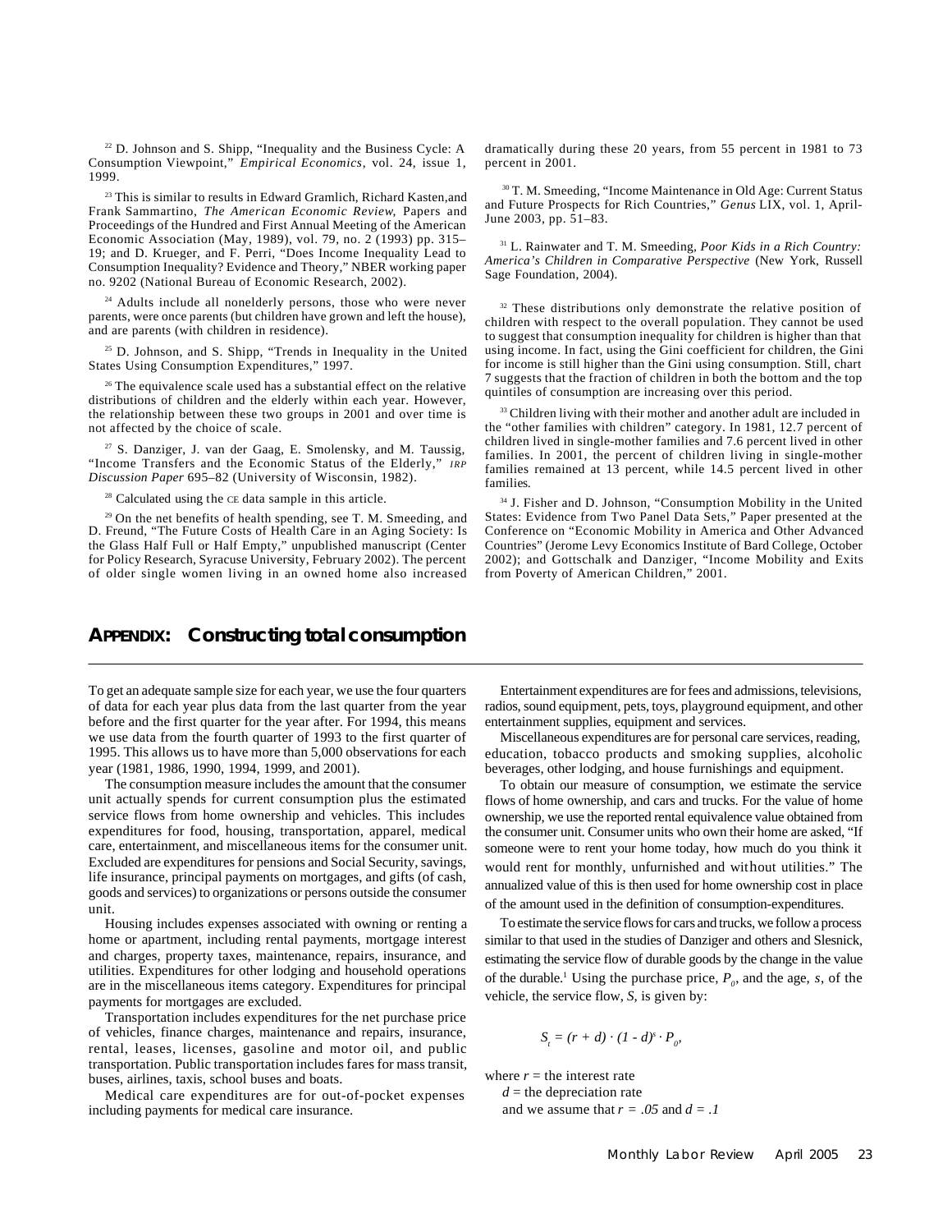[22] D. Johnson and S. Shipp, "Inequality and the Business Cycle: A Consumption Viewpoint," *Empirical Economics*, vol. 24, issue 1, 1999.

[23] This is similar to results in Edward Gramlich, Richard Kasten,and Frank Sammartino, *The American Economic Review,* Papers and Proceedings of the Hundred and First Annual Meeting of the American Economic Association (May, 1989), vol. 79, no. 2 (1993) pp. 315–19; and D. Krueger, and F. Perri, "Does Income Inequality Lead to Consumption Inequality? Evidence and Theory," NBER working paper no. 9202 (National Bureau of Economic Research, 2002).

[24] Adults include all nonelderly persons, those who were never parents, were once parents (but children have grown and left the house), and are parents (with children in residence).

[25] D. Johnson, and S. Shipp, "Trends in Inequality in the United States Using Consumption Expenditures," 1997.

[26] The equivalence scale used has a substantial effect on the relative distributions of children and the elderly within each year. However, the relationship between these two groups in 2001 and over time is not affected by the choice of scale.

[27] S. Danziger, J. van der Gaag, E. Smolensky, and M. Taussig, "Income Transfers and the Economic Status of the Elderly," *IRP Discussion Paper* 695–82 (University of Wisconsin, 1982).

[28] Calculated using the CE data sample in this article.

[29] On the net benefits of health spending, see T. M. Smeeding, and D. Freund, "The Future Costs of Health Care in an Aging Society: Is the Glass Half Full or Half Empty," unpublished manuscript (Center for Policy Research, Syracuse University, February 2002). The percent of older single women living in an owned home also increased dramatically during these 20 years, from 55 percent in 1981 to 73 percent in 2001.

[30] T. M. Smeeding, "Income Maintenance in Old Age: Current Status and Future Prospects for Rich Countries," *Genus* LIX, vol. 1, April-June 2003, pp. 51–83.

[31] L. Rainwater and T. M. Smeeding, *Poor Kids in a Rich Country: America's Children in Comparative Perspective* (New York, Russell Sage Foundation, 2004).

[32] These distributions only demonstrate the relative position of children with respect to the overall population. They cannot be used to suggest that consumption inequality for children is higher than that using income. In fact, using the Gini coefficient for children, the Gini for income is still higher than the Gini using consumption. Still, chart 7 suggests that the fraction of children in both the bottom and the top quintiles of consumption are increasing over this period.

[33] Children living with their mother and another adult are included in the "other families with children" category. In 1981, 12.7 percent of children lived in single-mother families and 7.6 percent lived in other families. In 2001, the percent of children living in single-mother families remained at 13 percent, while 14.5 percent lived in other families.

[34] J. Fisher and D. Johnson, "Consumption Mobility in the United States: Evidence from Two Panel Data Sets," Paper presented at the Conference on "Economic Mobility in America and Other Advanced Countries" (Jerome Levy Economics Institute of Bard College, October 2002); and Gottschalk and Danziger, "Income Mobility and Exits from Poverty of American Children," 2001.

## APPENDIX: Constructing total consumption

To get an adequate sample size for each year, we use the four quarters of data for each year plus data from the last quarter from the year before and the first quarter for the year after. For 1994, this means we use data from the fourth quarter of 1993 to the first quarter of 1995. This allows us to have more than 5,000 observations for each year (1981, 1986, 1990, 1994, 1999, and 2001).

The consumption measure includes the amount that the consumer unit actually spends for current consumption plus the estimated service flows from home ownership and vehicles. This includes expenditures for food, housing, transportation, apparel, medical care, entertainment, and miscellaneous items for the consumer unit. Excluded are expenditures for pensions and Social Security, savings, life insurance, principal payments on mortgages, and gifts (of cash, goods and services) to organizations or persons outside the consumer unit.

Housing includes expenses associated with owning or renting a home or apartment, including rental payments, mortgage interest and charges, property taxes, maintenance, repairs, insurance, and utilities. Expenditures for other lodging and household operations are in the miscellaneous items category. Expenditures for principal payments for mortgages are excluded.

Transportation includes expenditures for the net purchase price of vehicles, finance charges, maintenance and repairs, insurance, rental, leases, licenses, gasoline and motor oil, and public transportation. Public transportation includes fares for mass transit, buses, airlines, taxis, school buses and boats.

Medical care expenditures are for out-of-pocket expenses including payments for medical care insurance.

Entertainment expenditures are for fees and admissions, televisions, radios, sound equipment, pets, toys, playground equipment, and other entertainment supplies, equipment and services.

Miscellaneous expenditures are for personal care services, reading, education, tobacco products and smoking supplies, alcoholic beverages, other lodging, and house furnishings and equipment.

To obtain our measure of consumption, we estimate the service flows of home ownership, and cars and trucks. For the value of home ownership, we use the reported rental equivalence value obtained from the consumer unit. Consumer units who own their home are asked, "If someone were to rent your home today, how much do you think it would rent for monthly, unfurnished and without utilities." The annualized value of this is then used for home ownership cost in place of the amount used in the definition of consumption-expenditures.

To estimate the service flows for cars and trucks, we follow a process similar to that used in the studies of Danziger and others and Slesnick, estimating the service flow of durable goods by the change in the value of the durable.[1] Using the purchase price, $P_0$, and the age, $s$, of the vehicle, the service flow, $S$, is given by:

$$S_t = (r + d) \cdot (1 - d)^s \cdot P_0,$$

where $r$ = the interest rate

$d$ = the depreciation rate

and we assume that $r = .05$ and $d = .1$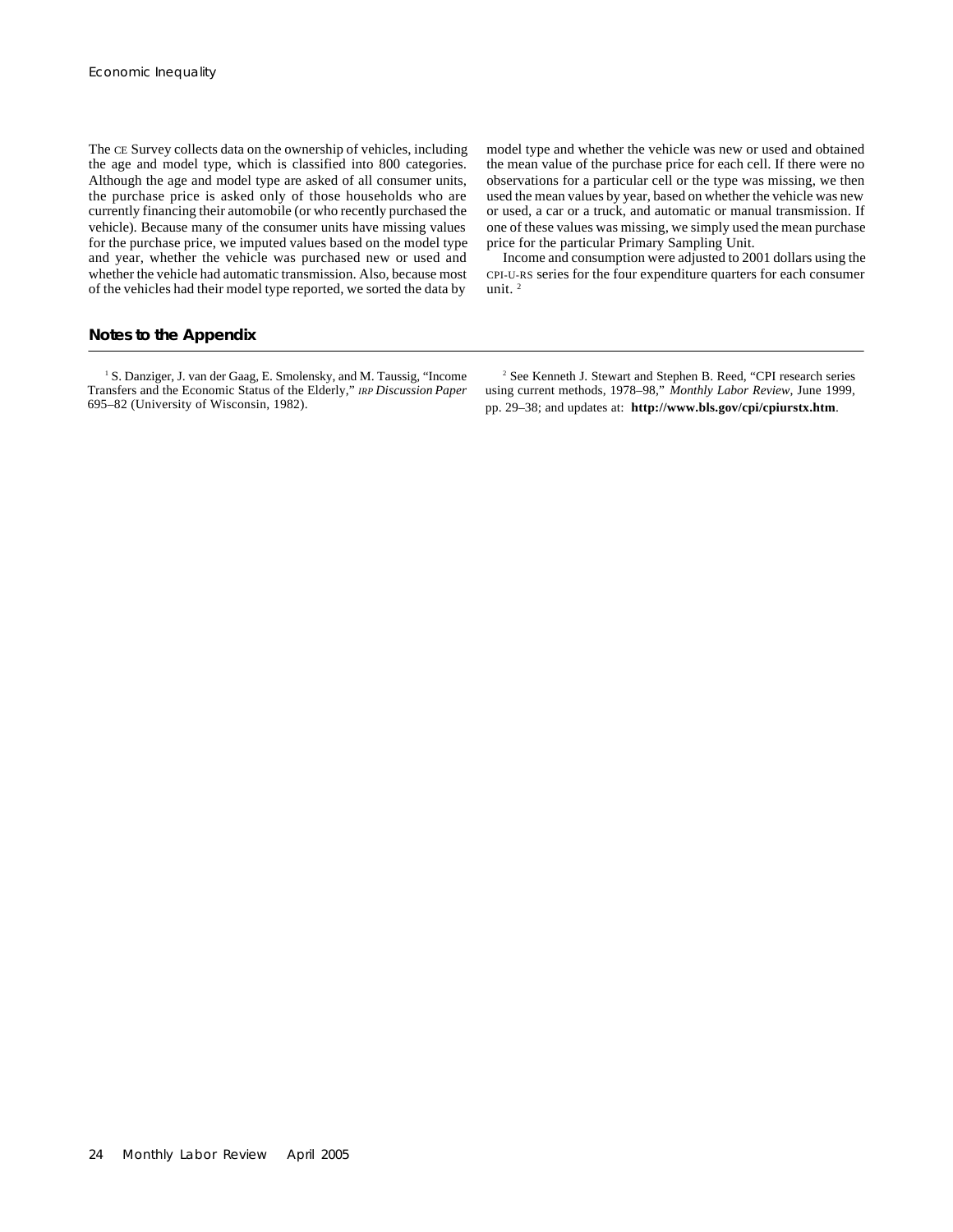The CE Survey collects data on the ownership of vehicles, including the age and model type, which is classified into 800 categories. Although the age and model type are asked of all consumer units, the purchase price is asked only of those households who are currently financing their automobile (or who recently purchased the vehicle). Because many of the consumer units have missing values for the purchase price, we imputed values based on the model type and year, whether the vehicle was purchased new or used and whether the vehicle had automatic transmission. Also, because most of the vehicles had their model type reported, we sorted the data by model type and whether the vehicle was new or used and obtained the mean value of the purchase price for each cell. If there were no observations for a particular cell or the type was missing, we then used the mean values by year, based on whether the vehicle was new or used, a car or a truck, and automatic or manual transmission. If one of these values was missing, we simply used the mean purchase price for the particular Primary Sampling Unit.

Income and consumption were adjusted to 2001 dollars using the CPI-U-RS series for the four expenditure quarters for each consumer unit. [2]

## Notes to the Appendix

[1] S. Danziger, J. van der Gaag, E. Smolensky, and M. Taussig, "Income Transfers and the Economic Status of the Elderly," *IRP Discussion Paper* 695–82 (University of Wisconsin, 1982).

[2] See Kenneth J. Stewart and Stephen B. Reed, "CPI research series using current methods, 1978–98," *Monthly Labor Review*, June 1999, pp. 29–38; and updates at: **http://www.bls.gov/cpi/cpiurstx.htm**.